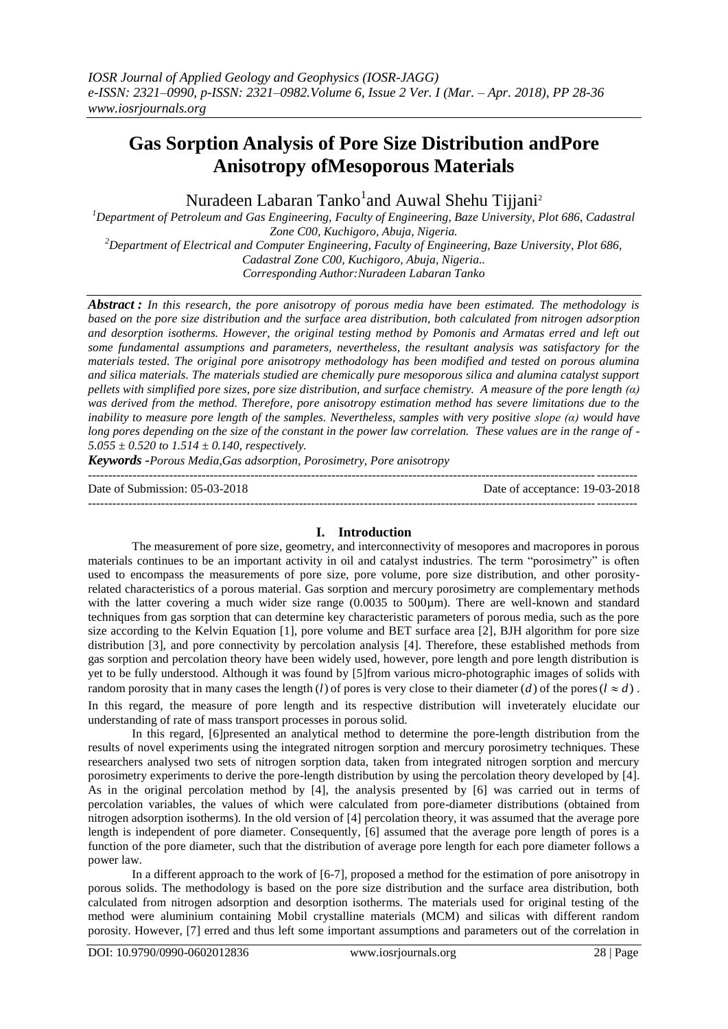# Gas Sorption Analysis of Pore Size Distribution andPore Anisotropy ofMesoporous Materials

Nuradeen Labaran Tanko[1]and Auwal Shehu Tijjani[2]

[1]Department of Petroleum and Gas Engineering, Faculty of Engineering, Baze University, Plot 686, Cadastral Zone C00, Kuchigoro, Abuja, Nigeria.
[2]Department of Electrical and Computer Engineering, Faculty of Engineering, Baze University, Plot 686, Cadastral Zone C00, Kuchigoro, Abuja, Nigeria..
Corresponding Author:Nuradeen Labaran Tanko

***Abstract :*** *In this research, the pore anisotropy of porous media have been estimated. The methodology is based on the pore size distribution and the surface area distribution, both calculated from nitrogen adsorption and desorption isotherms. However, the original testing method by Pomonis and Armatas erred and left out some fundamental assumptions and parameters, nevertheless, the resultant analysis was satisfactory for the materials tested. The original pore anisotropy methodology has been modified and tested on porous alumina and silica materials. The materials studied are chemically pure mesoporous silica and alumina catalyst support pellets with simplified pore sizes, pore size distribution, and surface chemistry. A measure of the pore length (α) was derived from the method. Therefore, pore anisotropy estimation method has severe limitations due to the inability to measure pore length of the samples. Nevertheless, samples with very positive slope (α) would have long pores depending on the size of the constant in the power law correlation. These values are in the range of -5.055 ± 0.520 to 1.514 ± 0.140, respectively.*

***Keywords*** *-Porous Media,Gas adsorption, Porosimetry, Pore anisotropy*

---

Date of Submission: 05-03-2018 Date of acceptance: 19-03-2018

---

## I. Introduction

The measurement of pore size, geometry, and interconnectivity of mesopores and macropores in porous materials continues to be an important activity in oil and catalyst industries. The term "porosimetry" is often used to encompass the measurements of pore size, pore volume, pore size distribution, and other porosity-related characteristics of a porous material. Gas sorption and mercury porosimetry are complementary methods with the latter covering a much wider size range (0.0035 to 500μm). There are well-known and standard techniques from gas sorption that can determine key characteristic parameters of porous media, such as the pore size according to the Kelvin Equation [1], pore volume and BET surface area [2], BJH algorithm for pore size distribution [3], and pore connectivity by percolation analysis [4]. Therefore, these established methods from gas sorption and percolation theory have been widely used, however, pore length and pore length distribution is yet to be fully understood. Although it was found by [5]from various micro-photographic images of solids with random porosity that in many cases the length ($l$) of pores is very close to their diameter ($d$) of the pores ($l \approx d$). In this regard, the measure of pore length and its respective distribution will inveterately elucidate our understanding of rate of mass transport processes in porous solid.

In this regard, [6]presented an analytical method to determine the pore-length distribution from the results of novel experiments using the integrated nitrogen sorption and mercury porosimetry techniques. These researchers analysed two sets of nitrogen sorption data, taken from integrated nitrogen sorption and mercury porosimetry experiments to derive the pore-length distribution by using the percolation theory developed by [4]. As in the original percolation method by [4], the analysis presented by [6] was carried out in terms of percolation variables, the values of which were calculated from pore-diameter distributions (obtained from nitrogen adsorption isotherms). In the old version of [4] percolation theory, it was assumed that the average pore length is independent of pore diameter. Consequently, [6] assumed that the average pore length of pores is a function of the pore diameter, such that the distribution of average pore length for each pore diameter follows a power law.

In a different approach to the work of [6-7], proposed a method for the estimation of pore anisotropy in porous solids. The methodology is based on the pore size distribution and the surface area distribution, both calculated from nitrogen adsorption and desorption isotherms. The materials used for original testing of the method were aluminium containing Mobil crystalline materials (MCM) and silicas with different random porosity. However, [7] erred and thus left some important assumptions and parameters out of the correlation in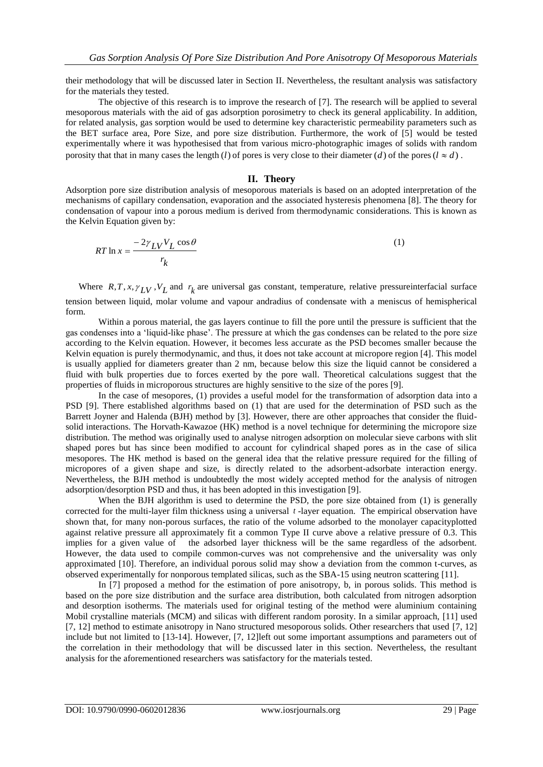their methodology that will be discussed later in Section II. Nevertheless, the resultant analysis was satisfactory for the materials they tested.

The objective of this research is to improve the research of [7]. The research will be applied to several mesoporous materials with the aid of gas adsorption porosimetry to check its general applicability. In addition, for related analysis, gas sorption would be used to determine key characteristic permeability parameters such as the BET surface area, Pore Size, and pore size distribution. Furthermore, the work of [5] would be tested experimentally where it was hypothesised that from various micro-photographic images of solids with random porosity that that in many cases the length $(l)$ of pores is very close to their diameter $(d)$ of the pores $(l \approx d)$.

## II. Theory

Adsorption pore size distribution analysis of mesoporous materials is based on an adopted interpretation of the mechanisms of capillary condensation, evaporation and the associated hysteresis phenomena [8]. The theory for condensation of vapour into a porous medium is derived from thermodynamic considerations. This is known as the Kelvin Equation given by:

$$RT \ln x = \frac{-2\gamma_{LV} V_L \cos\theta}{r_k} \tag{1}$$

Where $R, T, x, \gamma_{LV}, V_L$ and $r_k$ are universal gas constant, temperature, relative pressureinterfacial surface tension between liquid, molar volume and vapour andradius of condensate with a meniscus of hemispherical form.

Within a porous material, the gas layers continue to fill the pore until the pressure is sufficient that the gas condenses into a 'liquid-like phase'. The pressure at which the gas condenses can be related to the pore size according to the Kelvin equation. However, it becomes less accurate as the PSD becomes smaller because the Kelvin equation is purely thermodynamic, and thus, it does not take account at micropore region [4]. This model is usually applied for diameters greater than 2 nm, because below this size the liquid cannot be considered a fluid with bulk properties due to forces exerted by the pore wall. Theoretical calculations suggest that the properties of fluids in microporous structures are highly sensitive to the size of the pores [9].

In the case of mesopores, (1) provides a useful model for the transformation of adsorption data into a PSD [9]. There established algorithms based on (1) that are used for the determination of PSD such as the Barrett Joyner and Halenda (BJH) method by [3]. However, there are other approaches that consider the fluid-solid interactions. The Horvath-Kawazoe (HK) method is a novel technique for determining the micropore size distribution. The method was originally used to analyse nitrogen adsorption on molecular sieve carbons with slit shaped pores but has since been modified to account for cylindrical shaped pores as in the case of silica mesopores. The HK method is based on the general idea that the relative pressure required for the filling of micropores of a given shape and size, is directly related to the adsorbent-adsorbate interaction energy. Nevertheless, the BJH method is undoubtedly the most widely accepted method for the analysis of nitrogen adsorption/desorption PSD and thus, it has been adopted in this investigation [9].

When the BJH algorithm is used to determine the PSD, the pore size obtained from (1) is generally corrected for the multi-layer film thickness using a universal $t$-layer equation. The empirical observation have shown that, for many non-porous surfaces, the ratio of the volume adsorbed to the monolayer capacityplotted against relative pressure all approximately fit a common Type II curve above a relative pressure of 0.3. This implies for a given value of the adsorbed layer thickness will be the same regardless of the adsorbent. However, the data used to compile common-curves was not comprehensive and the universality was only approximated [10]. Therefore, an individual porous solid may show a deviation from the common t-curves, as observed experimentally for nonporous templated silicas, such as the SBA-15 using neutron scattering [11].

In [7] proposed a method for the estimation of pore anisotropy, b, in porous solids. This method is based on the pore size distribution and the surface area distribution, both calculated from nitrogen adsorption and desorption isotherms. The materials used for original testing of the method were aluminium containing Mobil crystalline materials (MCM) and silicas with different random porosity. In a similar approach, [11] used [7, 12] method to estimate anisotropy in Nano structured mesoporous solids. Other researchers that used [7, 12] include but not limited to [13-14]. However, [7, 12]left out some important assumptions and parameters out of the correlation in their methodology that will be discussed later in this section. Nevertheless, the resultant analysis for the aforementioned researchers was satisfactory for the materials tested.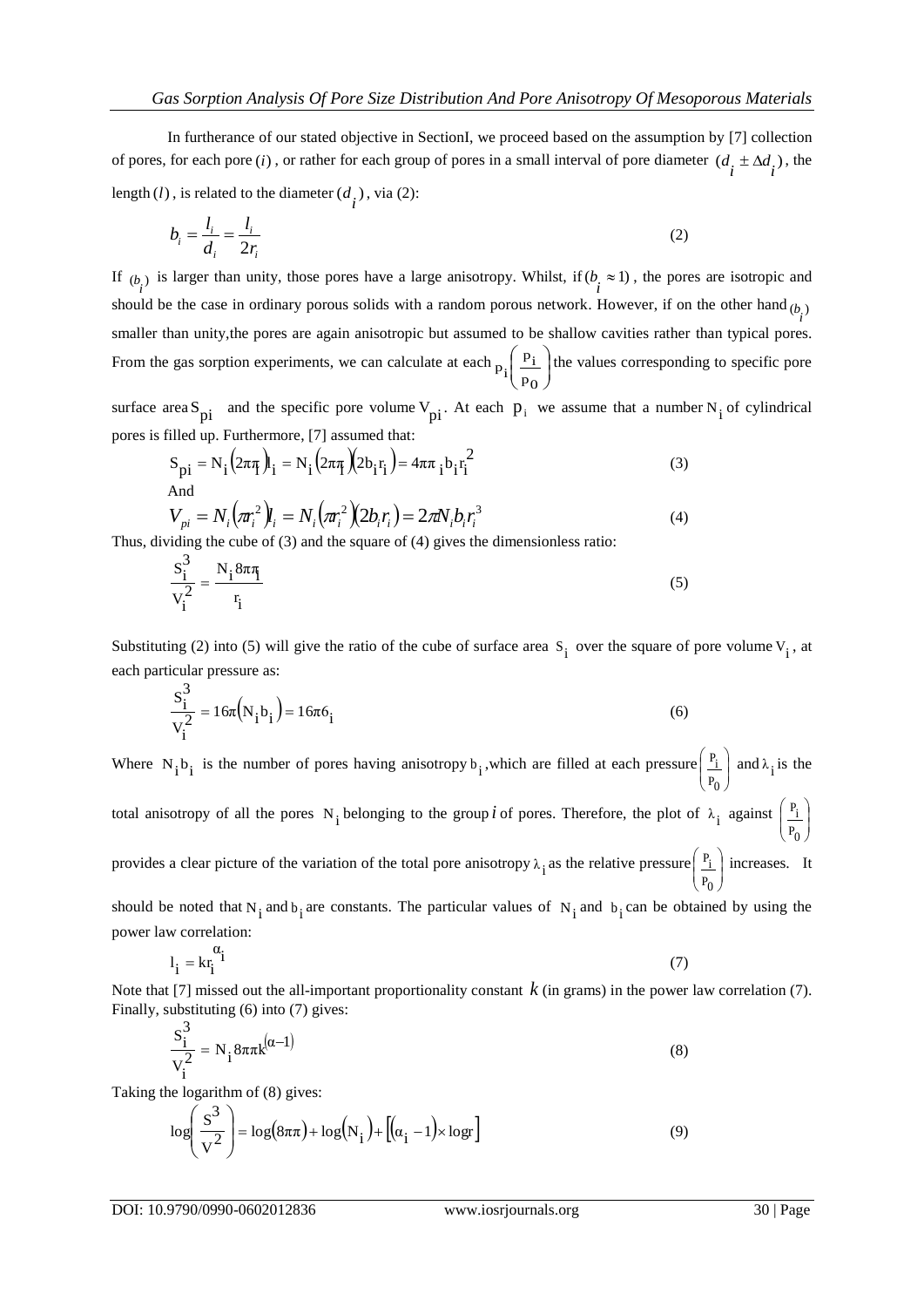In furtherance of our stated objective in SectionI, we proceed based on the assumption by [7] collection of pores, for each pore $(i)$, or rather for each group of pores in a small interval of pore diameter $(d_i \pm \Delta d_i)$, the length $(l)$, is related to the diameter $(d_i)$, via (2):

$$b_i = \frac{l_i}{d_i} = \frac{l_i}{2r_i} \tag{2}$$

If $(b_i)$ is larger than unity, those pores have a large anisotropy. Whilst, if $(b_i \approx 1)$, the pores are isotropic and should be the case in ordinary porous solids with a random porous network. However, if on the other hand $(b_i)$ smaller than unity,the pores are again anisotropic but assumed to be shallow cavities rather than typical pores. From the gas sorption experiments, we can calculate at each $p_i\left(\frac{p_i}{p_0}\right)$ the values corresponding to specific pore surface area $S_{pi}$ and the specific pore volume $V_{pi}$. At each $p_i$ we assume that a number $N_i$ of cylindrical pores is filled up. Furthermore, [7] assumed that:

$$S_{pi} = N_i\left(2\pi r_i\right)l_i = N_i\left(2\pi r_i\right)\left(2b_i r_i\right) = 4\pi\pi_i b_i r_i^2 \tag{3}$$

And

$$V_{pi} = N_i\left(\pi r_i^2\right)l_i = N_i\left(\pi r_i^2\right)\left(2b_i r_i\right) = 2\pi N_i b_i r_i^3 \tag{4}$$

Thus, dividing the cube of (3) and the square of (4) gives the dimensionless ratio:

$$\frac{S_i^3}{V_i^2} = \frac{N_i 8\pi\pi_i}{r_i} \tag{5}$$

Substituting (2) into (5) will give the ratio of the cube of surface area $S_i$ over the square of pore volume $V_i$, at each particular pressure as:

$$\frac{S_i^3}{V_i^2} = 16\pi\left(N_i b_i\right) = 16\pi 6_i \tag{6}$$

Where $N_i b_i$ is the number of pores having anisotropy $b_i$, which are filled at each pressure $\left(\frac{p_i}{p_0}\right)$ and $\lambda_i$ is the total anisotropy of all the pores $N_i$ belonging to the group $i$ of pores. Therefore, the plot of $\lambda_i$ against $\left(\frac{p_i}{p_0}\right)$ provides a clear picture of the variation of the total pore anisotropy $\lambda_i$ as the relative pressure $\left(\frac{p_i}{p_0}\right)$ increases. It should be noted that $N_i$ and $b_i$ are constants. The particular values of $N_i$ and $b_i$ can be obtained by using the power law correlation:

$$l_i = kr_i^{\alpha_i} \tag{7}$$

Note that [7] missed out the all-important proportionality constant $k$ (in grams) in the power law correlation (7). Finally, substituting (6) into (7) gives:

$$\frac{S_i^3}{V_i^2} = N_i 8\pi\pi k^{(\alpha-1)} \tag{8}$$

Taking the logarithm of (8) gives:

$$\log\left(\frac{S^3}{V^2}\right) = \log\left(8\pi\pi\right) + \log\left(N_i\right) + \left[\left(\alpha_i - 1\right) \times \log r\right] \tag{9}$$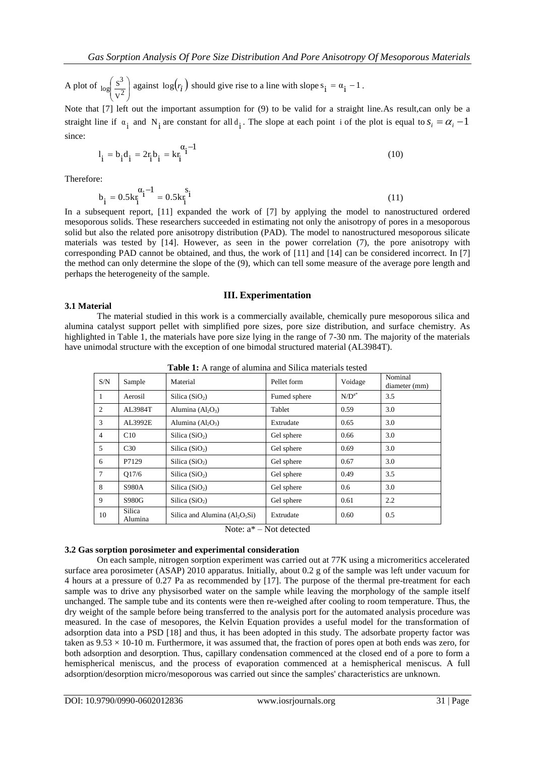A plot of $\log\left(\frac{S^3}{V^2}\right)$ against $\log(r_i)$ should give rise to a line with slope $s_i = \alpha_i - 1$.

Note that [7] left out the important assumption for (9) to be valid for a straight line.As result,can only be a straight line if $\alpha_i$ and $N_i$ are constant for all $d_i$. The slope at each point i of the plot is equal to $s_i = \alpha_i - 1$ since:

$$l_i = b_i d_i = 2r_i b_i = kr_i^{\alpha_i - 1} \tag{10}$$

Therefore:

$$b_i = 0.5kr_i^{\alpha_i - 1} = 0.5kr_i^{s_i} \tag{11}$$

In a subsequent report, [11] expanded the work of [7] by applying the model to nanostructured ordered mesoporous solids. These researchers succeeded in estimating not only the anisotropy of pores in a mesoporous solid but also the related pore anisotropy distribution (PAD). The model to nanostructured mesoporous silicate materials was tested by [14]. However, as seen in the power correlation (7), the pore anisotropy with corresponding PAD cannot be obtained, and thus, the work of [11] and [14] can be considered incorrect. In [7] the method can only determine the slope of the (9), which can tell some measure of the average pore length and perhaps the heterogeneity of the sample.

## III. Experimentation

### 3.1 Material

The material studied in this work is a commercially available, chemically pure mesoporous silica and alumina catalyst support pellet with simplified pore sizes, pore size distribution, and surface chemistry. As highlighted in Table 1, the materials have pore size lying in the range of 7-30 nm. The majority of the materials have unimodal structure with the exception of one bimodal structured material (AL3984T).

**Table 1:** A range of alumina and Silica materials tested

| S/N | Sample | Material | Pellet form | Voidage | Nominal diameter (mm) |
|---|---|---|---|---|---|
| 1 | Aerosil | Silica ($SiO_2$) | Fumed sphere | N/D[a*] | 3.5 |
| 2 | AL3984T | Alumina ($Al_2O_3$) | Tablet | 0.59 | 3.0 |
| 3 | AL3992E | Alumina ($Al_2O_3$) | Extrudate | 0.65 | 3.0 |
| 4 | C10 | Silica ($SiO_2$) | Gel sphere | 0.66 | 3.0 |
| 5 | C30 | Silica ($SiO_2$) | Gel sphere | 0.69 | 3.0 |
| 6 | P7129 | Silica ($SiO_2$) | Gel sphere | 0.67 | 3.0 |
| 7 | Q17/6 | Silica ($SiO_2$) | Gel sphere | 0.49 | 3.5 |
| 8 | S980A | Silica ($SiO_2$) | Gel sphere | 0.6 | 3.0 |
| 9 | S980G | Silica ($SiO_2$) | Gel sphere | 0.61 | 2.2 |
| 10 | Silica Alumina | Silica and Alumina ($Al_2O_5Si$) | Extrudate | 0.60 | 0.5 |

Note: a* – Not detected

### 3.2 Gas sorption porosimeter and experimental consideration

On each sample, nitrogen sorption experiment was carried out at 77K using a micromeritics accelerated surface area porosimeter (ASAP) 2010 apparatus. Initially, about 0.2 g of the sample was left under vacuum for 4 hours at a pressure of 0.27 Pa as recommended by [17]. The purpose of the thermal pre-treatment for each sample was to drive any physisorbed water on the sample while leaving the morphology of the sample itself unchanged. The sample tube and its contents were then re-weighed after cooling to room temperature. Thus, the dry weight of the sample before being transferred to the analysis port for the automated analysis procedure was measured. In the case of mesopores, the Kelvin Equation provides a useful model for the transformation of adsorption data into a PSD [18] and thus, it has been adopted in this study. The adsorbate property factor was taken as 9.53 × 10-10 m. Furthermore, it was assumed that, the fraction of pores open at both ends was zero, for both adsorption and desorption. Thus, capillary condensation commenced at the closed end of a pore to form a hemispherical meniscus, and the process of evaporation commenced at a hemispherical meniscus. A full adsorption/desorption micro/mesoporous was carried out since the samples' characteristics are unknown.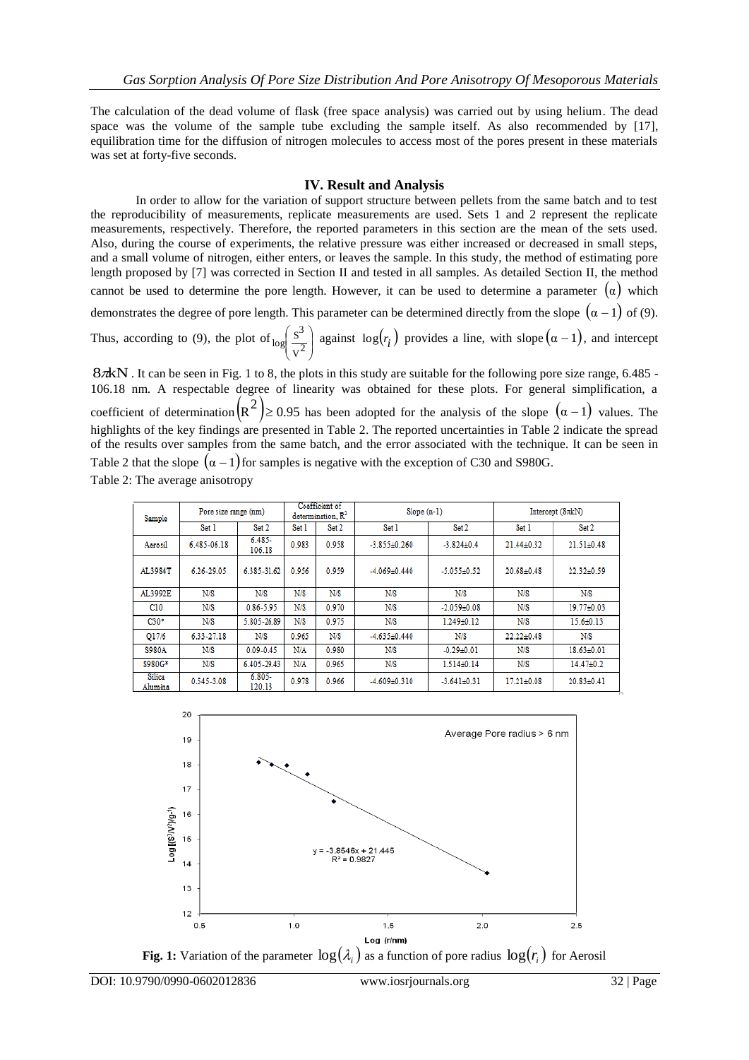The calculation of the dead volume of flask (free space analysis) was carried out by using helium. The dead space was the volume of the sample tube excluding the sample itself. As also recommended by [17], equilibration time for the diffusion of nitrogen molecules to access most of the pores present in these materials was set at forty-five seconds.

## IV. Result and Analysis

In order to allow for the variation of support structure between pellets from the same batch and to test the reproducibility of measurements, replicate measurements are used. Sets 1 and 2 represent the replicate measurements, respectively. Therefore, the reported parameters in this section are the mean of the sets used. Also, during the course of experiments, the relative pressure was either increased or decreased in small steps, and a small volume of nitrogen, either enters, or leaves the sample. In this study, the method of estimating pore length proposed by [7] was corrected in Section II and tested in all samples. As detailed Section II, the method cannot be used to determine the pore length. However, it can be used to determine a parameter $(\alpha)$ which demonstrates the degree of pore length. This parameter can be determined directly from the slope $(\alpha-1)$ of (9). Thus, according to (9), the plot of $\log\left(\frac{S^3}{V^2}\right)$ against $\log(r_i)$ provides a line, with slope $(\alpha-1)$, and intercept $8\pi kN$. It can be seen in Fig. 1 to 8, the plots in this study are suitable for the following pore size range, 6.485 - 106.18 nm. A respectable degree of linearity was obtained for these plots. For general simplification, a coefficient of determination $(R^2)\geq 0.95$ has been adopted for the analysis of the slope $(\alpha-1)$ values. The highlights of the key findings are presented in Table 2. The reported uncertainties in Table 2 indicate the spread of the results over samples from the same batch, and the error associated with the technique. It can be seen in Table 2 that the slope $(\alpha-1)$ for samples is negative with the exception of C30 and S980G.

Table 2: The average anisotropy

| Sample | Pore size range (nm) | | Coefficient of determination, $R^2$ | | Slope (α-1) | | Intercept (8πkN) | |
|---|---|---|---|---|---|---|---|---|
| | Set 1 | Set 2 | Set 1 | Set 2 | Set 1 | Set 2 | Set 1 | Set 2 |
| Aerosil | 6.485-06.18 | 6.485-106.18 | 0.983 | 0.958 | -3.855±0.260 | -3.824±0.4 | 21.44±0.32 | 21.51±0.48 |
| AL3984T | 6.26-29.05 | 6.385-31.62 | 0.956 | 0.959 | -4.069±0.440 | -5.055±0.52 | 20.68±0.48 | 22.32±0.59 |
| AL3992E | N/S | N/S | N/S | N/S | N/S | N/S | N/S | N/S |
| C10 | N/S | 0.86-5.95 | N/S | 0.970 | N/S | -2.059±0.08 | N/S | 19.77±0.03 |
| C30* | N/S | 5.805-26.89 | N/S | 0.975 | N/S | 1.249±0.12 | N/S | 15.6±0.13 |
| Q17/6 | 6.33-27.18 | N/S | 0.965 | N/S | -4.635±0.440 | N/S | 22.22±0.48 | N/S |
| S980A | N/S | 0.09-0.45 | N/A | 0.980 | N/S | -0.29±0.01 | N/S | 18.63±0.01 |
| S980G* | N/S | 6.405-29.43 | N/A | 0.965 | N/S | 1.514±0.14 | N/S | 14.47±0.2 |
| Silica Alumina | 0.545-3.08 | 6.805-120.13 | 0.978 | 0.966 | -4.609±0.310 | -3.641±0.31 | 17.21±0.08 | 20.83±0.41 |

**Fig. 1:** Variation of the parameter $\log(\lambda_i)$ as a function of pore radius $\log(r_i)$ for Aerosil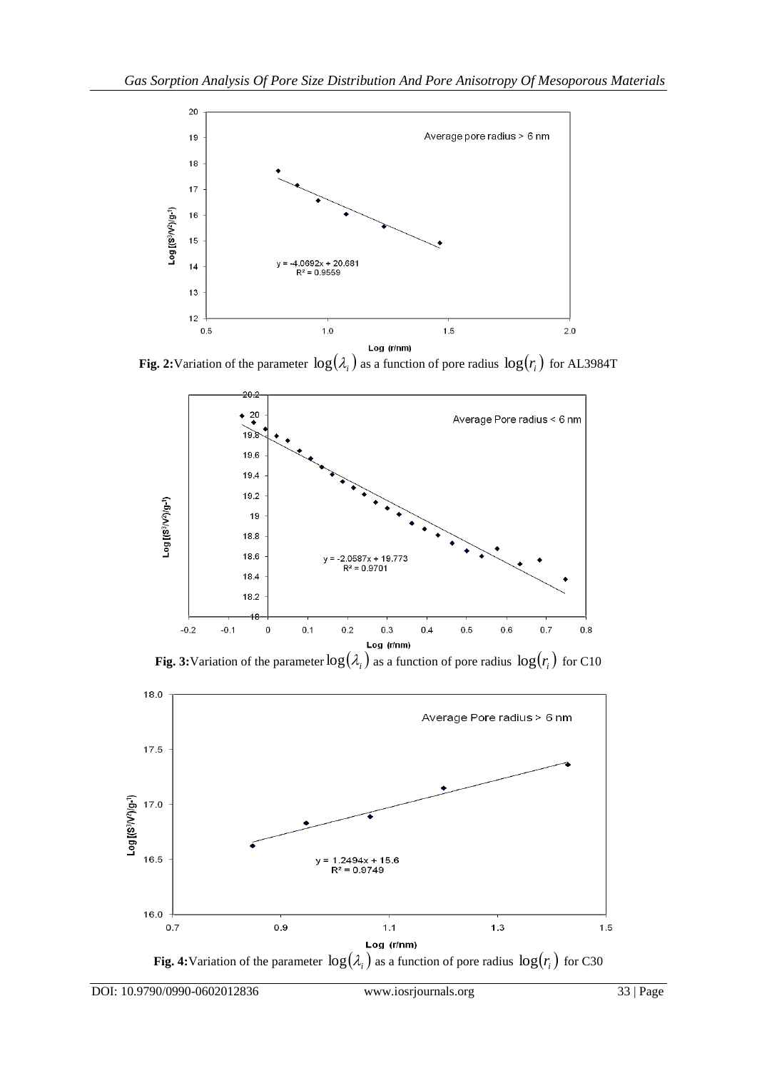**Fig. 2:** Variation of the parameter $\log(\lambda_i)$ as a function of pore radius $\log(r_i)$ for AL3984T

**Fig. 3:** Variation of the parameter $\log(\lambda_i)$ as a function of pore radius $\log(r_i)$ for C10

**Fig. 4:** Variation of the parameter $\log(\lambda_i)$ as a function of pore radius $\log(r_i)$ for C30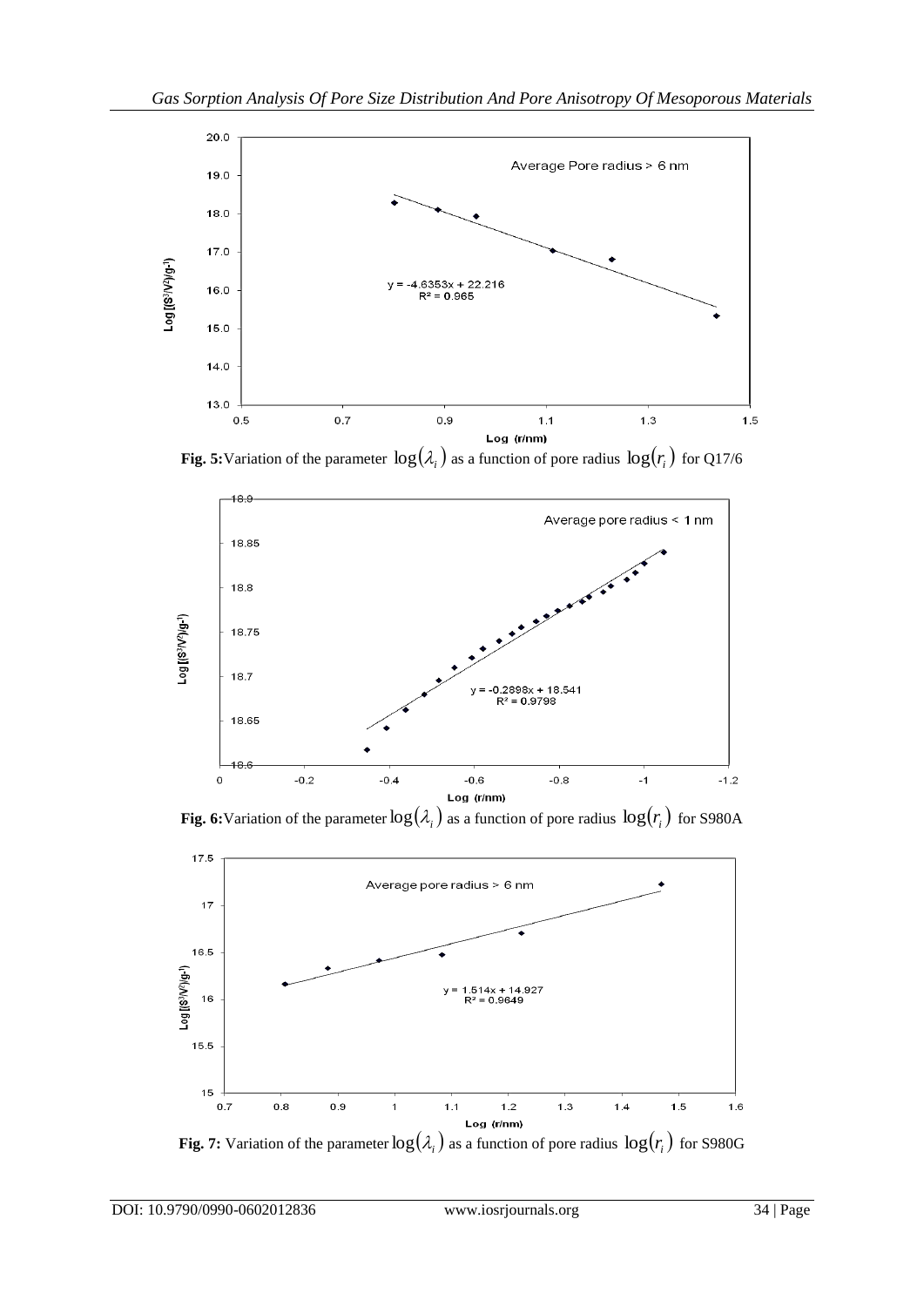**Fig. 5:** Variation of the parameter $\log(\lambda_i)$ as a function of pore radius $\log(r_i)$ for Q17/6

**Fig. 6:** Variation of the parameter $\log(\lambda_i)$ as a function of pore radius $\log(r_i)$ for S980A

**Fig. 7:** Variation of the parameter $\log(\lambda_i)$ as a function of pore radius $\log(r_i)$ for S980G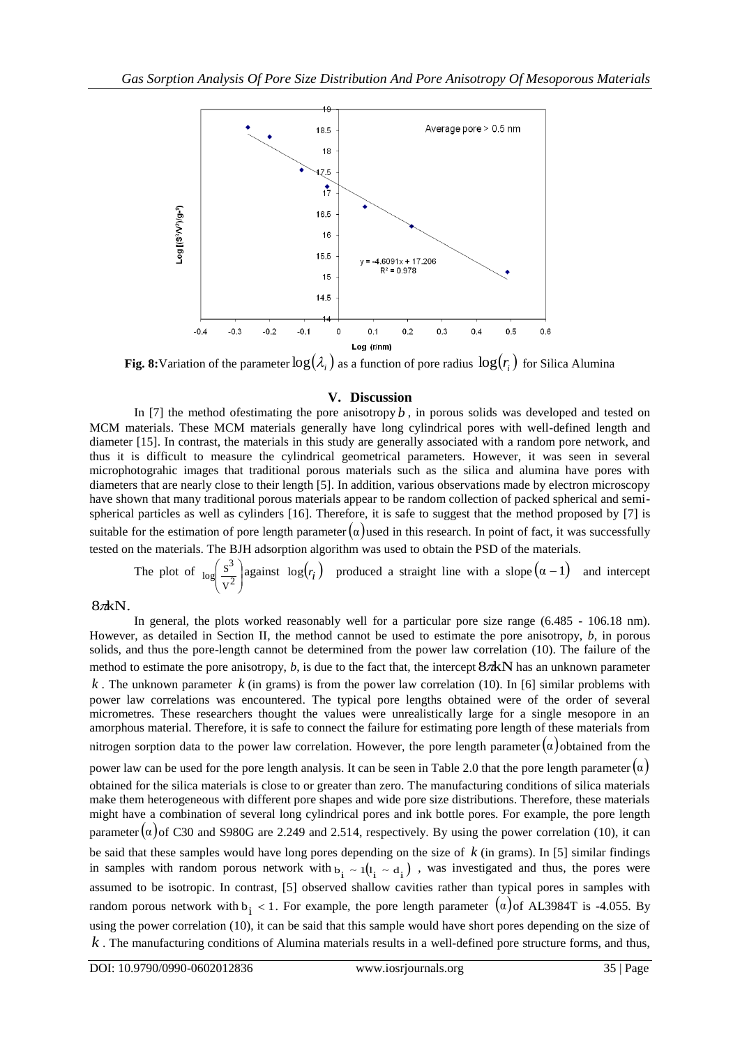**Fig. 8:** Variation of the parameter $\log(\lambda_i)$ as a function of pore radius $\log(r_i)$ for Silica Alumina

## V. Discussion

In [7] the method ofestimating the pore anisotropy $b$, in porous solids was developed and tested on MCM materials. These MCM materials generally have long cylindrical pores with well-defined length and diameter [15]. In contrast, the materials in this study are generally associated with a random pore network, and thus it is difficult to measure the cylindrical geometrical parameters. However, it was seen in several microphotograhic images that traditional porous materials such as the silica and alumina have pores with diameters that are nearly close to their length [5]. In addition, various observations made by electron microscopy have shown that many traditional porous materials appear to be random collection of packed spherical and semi-spherical particles as well as cylinders [16]. Therefore, it is safe to suggest that the method proposed by [7] is suitable for the estimation of pore length parameter $(\alpha)$ used in this research. In point of fact, it was successfully tested on the materials. The BJH adsorption algorithm was used to obtain the PSD of the materials.

The plot of $\log\left(\frac{S^3}{V^2}\right)$ against $\log(r_i)$ produced a straight line with a slope $(\alpha - 1)$ and intercept $8\pi kN$.

In general, the plots worked reasonably well for a particular pore size range (6.485 - 106.18 nm). However, as detailed in Section II, the method cannot be used to estimate the pore anisotropy, *b*, in porous solids, and thus the pore-length cannot be determined from the power law correlation (10). The failure of the method to estimate the pore anisotropy, *b*, is due to the fact that, the intercept $8\pi kN$ has an unknown parameter $k$. The unknown parameter $k$ (in grams) is from the power law correlation (10). In [6] similar problems with power law correlations was encountered. The typical pore lengths obtained were of the order of several micrometres. These researchers thought the values were unrealistically large for a single mesopore in an amorphous material. Therefore, it is safe to connect the failure for estimating pore length of these materials from nitrogen sorption data to the power law correlation. However, the pore length parameter $(\alpha)$ obtained from the power law can be used for the pore length analysis. It can be seen in Table 2.0 that the pore length parameter $(\alpha)$ obtained for the silica materials is close to or greater than zero. The manufacturing conditions of silica materials make them heterogeneous with different pore shapes and wide pore size distributions. Therefore, these materials might have a combination of several long cylindrical pores and ink bottle pores. For example, the pore length parameter $(\alpha)$ of C30 and S980G are 2.249 and 2.514, respectively. By using the power correlation (10), it can be said that these samples would have long pores depending on the size of $k$ (in grams). In [5] similar findings in samples with random porous network with $b_i \sim 1(l_i \sim d_i)$, was investigated and thus, the pores were assumed to be isotropic. In contrast, [5] observed shallow cavities rather than typical pores in samples with random porous network with $b_i < 1$. For example, the pore length parameter $(\alpha)$ of AL3984T is -4.055. By using the power correlation (10), it can be said that this sample would have short pores depending on the size of $k$. The manufacturing conditions of Alumina materials results in a well-defined pore structure forms, and thus,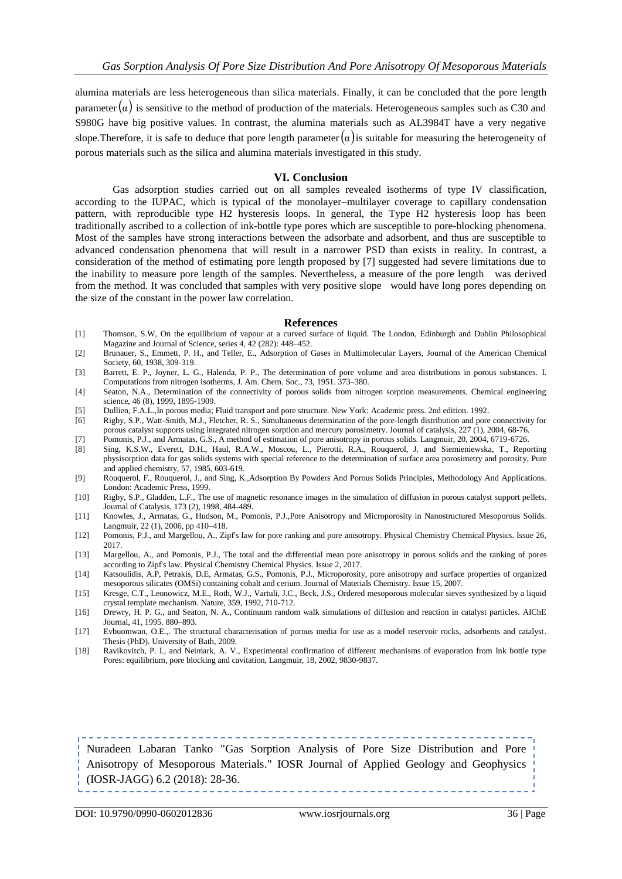alumina materials are less heterogeneous than silica materials. Finally, it can be concluded that the pore length parameter $(\alpha)$ is sensitive to the method of production of the materials. Heterogeneous samples such as C30 and S980G have big positive values. In contrast, the alumina materials such as AL3984T have a very negative slope.Therefore, it is safe to deduce that pore length parameter $(\alpha)$ is suitable for measuring the heterogeneity of porous materials such as the silica and alumina materials investigated in this study.

## VI. Conclusion

Gas adsorption studies carried out on all samples revealed isotherms of type IV classification, according to the IUPAC, which is typical of the monolayer–multilayer coverage to capillary condensation pattern, with reproducible type H2 hysteresis loops. In general, the Type H2 hysteresis loop has been traditionally ascribed to a collection of ink-bottle type pores which are susceptible to pore-blocking phenomena. Most of the samples have strong interactions between the adsorbate and adsorbent, and thus are susceptible to advanced condensation phenomena that will result in a narrower PSD than exists in reality. In contrast, a consideration of the method of estimating pore length proposed by [7] suggested had severe limitations due to the inability to measure pore length of the samples. Nevertheless, a measure of the pore length was derived from the method. It was concluded that samples with very positive slope would have long pores depending on the size of the constant in the power law correlation.

## References

[1] Thomson, S.W, On the equilibrium of vapour at a curved surface of liquid. The London, Edinburgh and Dublin Philosophical Magazine and Journal of Science, series 4, 42 (282): 448–452.

[2] Brunauer, S., Emmett, P. H., and Teller, E., Adsorption of Gases in Multimolecular Layers, Journal of the American Chemical Society, 60, 1938, 309-319.

[3] Barrett, E. P., Joyner, L. G., Halenda, P. P., The determination of pore volume and area distributions in porous substances. I. Computations from nitrogen isotherms, J. Am. Chem. Soc., 73, 1951. 373–380.

[4] Seaton, N.A., Determination of the connectivity of porous solids from nitrogen sorption measurements. Chemical engineering science, 46 (8), 1999, 1895-1909.

[5] Dullien, F.A.L.,In porous media; Fluid transport and pore structure. New York: Academic press. 2nd edition. 1992.

[6] Rigby, S.P., Watt-Smith, M.J., Fletcher, R. S., Simultaneous determination of the pore-length distribution and pore connectivity for porous catalyst supports using integrated nitrogen sorption and mercury porosimetry. Journal of catalysis, 227 (1), 2004, 68-76.

[7] Pomonis, P.J., and Armatas, G.S., A method of estimation of pore anisotropy in porous solids. Langmuir, 20, 2004, 6719-6726.

[8] Sing, K.S.W., Everett, D.H., Haul, R.A.W., Moscou, L., Pierotti, R.A., Rouquerol, J. and Siemieniewska, T., Reporting physisorption data for gas solids systems with special reference to the determination of surface area porosimetry and porosity, Pure and applied chemistry, 57, 1985, 603-619.

[9] Rouquerol, F., Rouquerol, J., and Sing, K.,Adsorption By Powders And Porous Solids Principles, Methodology And Applications. London: Academic Press, 1999.

[10] Rigby, S.P., Gladden, L.F., The use of magnetic resonance images in the simulation of diffusion in porous catalyst support pellets. Journal of Catalysis, 173 (2), 1998, 484-489.

[11] Knowles, J., Armatas, G., Hudson, M., Pomonis, P.J.,Pore Anisotropy and Microporosity in Nanostructured Mesoporous Solids. Langmuir, 22 (1), 2006, pp 410–418.

[12] Pomonis, P.J., and Margellou, A., Zipf's law for pore ranking and pore anisotropy. Physical Chemistry Chemical Physics. Issue 26, 2017.

[13] Margellou, A., and Pomonis, P.J., The total and the differential mean pore anisotropy in porous solids and the ranking of pores according to Zipf's law. Physical Chemistry Chemical Physics. Issue 2, 2017.

[14] Katsoulidis, A.P, Petrakis, D.E, Armatas, G.S., Pomonis, P.J., Microporosity, pore anisotropy and surface properties of organized mesoporous silicates (OMSi) containing cobalt and cerium. Journal of Materials Chemistry. Issue 15, 2007.

[15] Kresge, C.T., Leonowicz, M.E., Roth, W.J., Vartuli, J.C., Beck, J.S., Ordered mesoporous molecular sieves synthesized by a liquid crystal template mechanism. Nature, 359, 1992, 710-712.

[16] Drewry, H. P. G., and Seaton, N. A., Continuum random walk simulations of diffusion and reaction in catalyst particles. AIChE Journal, 41, 1995. 880–893.

[17] Evbuomwan, O.E.,. The structural characterisation of porous media for use as a model reservoir rocks, adsorbents and catalyst. Thesis (PhD). University of Bath, 2009.

[18] Ravikovitch, P. I., and Neimark, A. V., Experimental confirmation of different mechanisms of evaporation from Ink bottle type Pores: equilibrium, pore blocking and cavitation, Langmuir, 18, 2002, 9830-9837.

Nuradeen Labaran Tanko "Gas Sorption Analysis of Pore Size Distribution and Pore Anisotropy of Mesoporous Materials." IOSR Journal of Applied Geology and Geophysics (IOSR-JAGG) 6.2 (2018): 28-36.